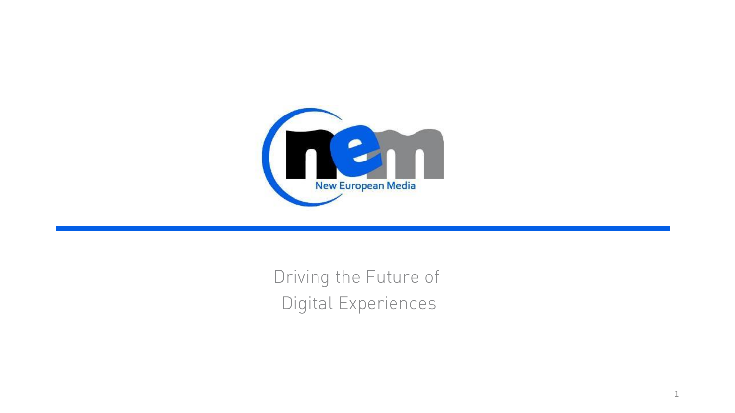New European Media

Driving the Future of Digital Experiences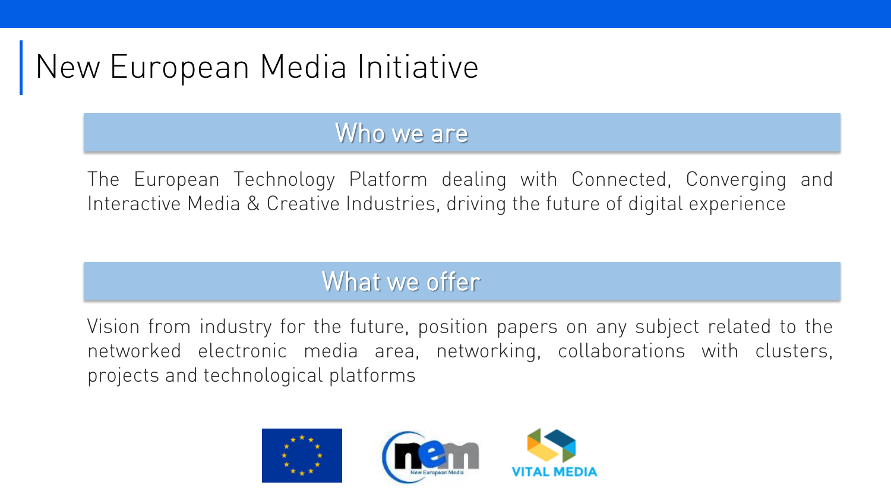# New European Media Initiative

## Who we are

The European Technology Platform dealing with Connected, Converging and Interactive Media & Creative Industries, driving the future of digital experience

## What we offer

Vision from industry for the future, position papers on any subject related to the networked electronic media area, networking, collaborations with clusters, projects and technological platforms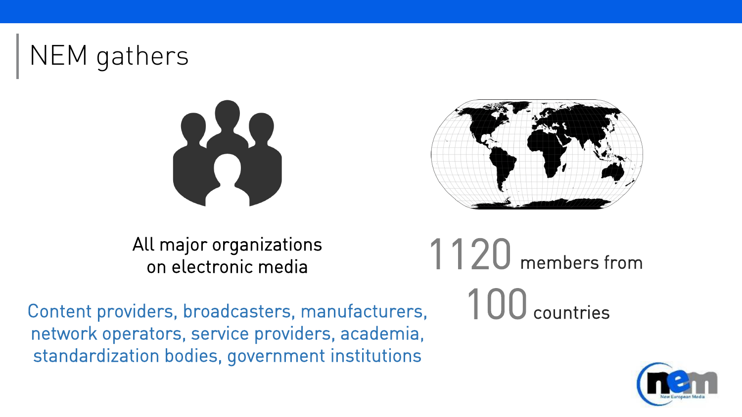# NEM gathers

All major organizations on electronic media

Content providers, broadcasters, manufacturers, network operators, service providers, academia, standardization bodies, government institutions

1120 members from

100 countries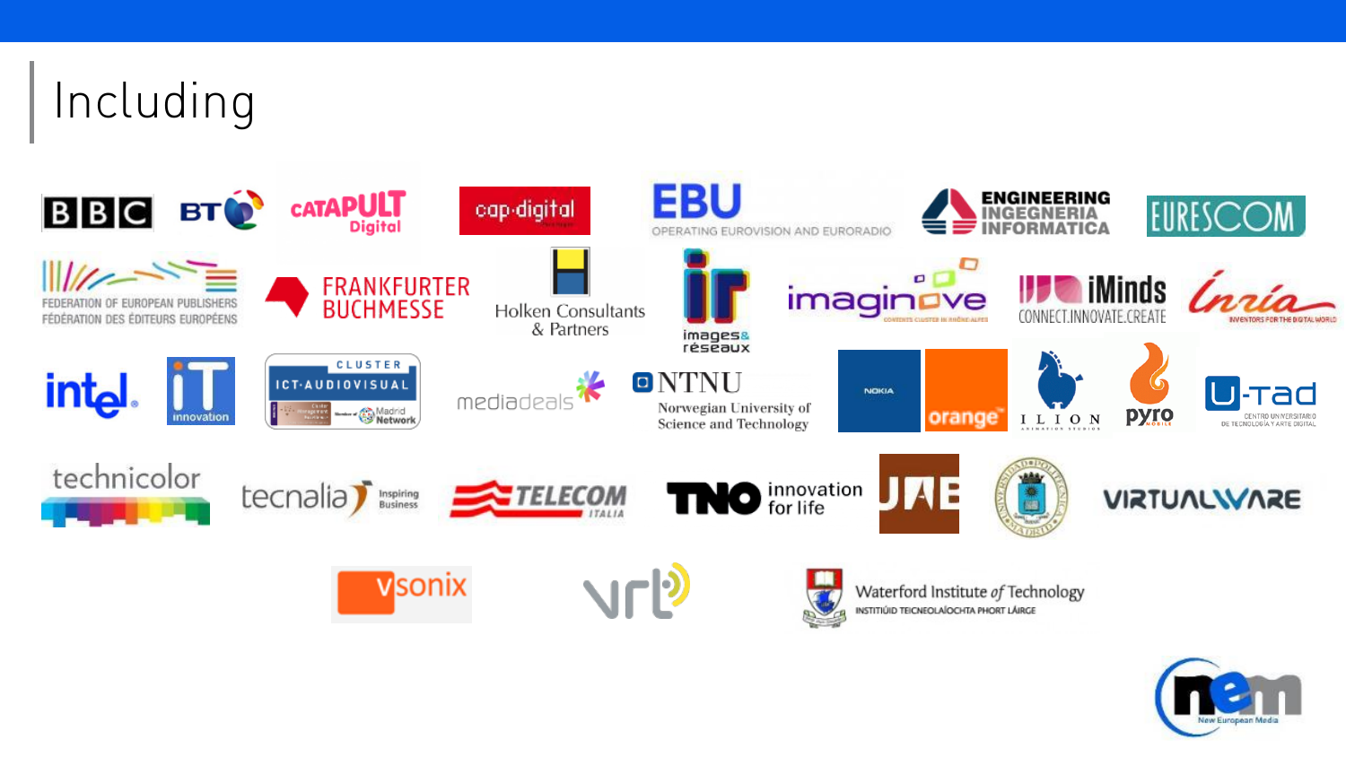# Including

BBC

BT

CATAPULT Digital

cap·digital

EBU OPERATING EUROVISION AND EURORADIO

ENGINEERING INGEGNERIA INFORMATICA

EURESCOM

FEDERATION OF EUROPEAN PUBLISHERS FÉDÉRATION DES ÉDITEURS EUROPÉENS

FRANKFURTER BUCHMESSE

Holken Consultants & Partners

images & réseaux

imaginove

iMinds CONNECT.INNOVATE.CREATE

Inria INVENTORS FOR THE DIGITAL WORLD

intel

iT innovation

CLUSTER ICT·AUDIOVISUAL Madrid Network

mediadeals

NTNU Norwegian University of Science and Technology

NOKIA

orange

ILION

pyro

U-tad CENTRO UNIVERSITARIO DE TECNOLOGÍA Y ARTE DIGITAL

technicolor

tecnalia Inspiring Business

TELECOM ITALIA

TNO innovation for life

UAB

VIRTUALWARE

vsonix

vrt

Waterford Institute of Technology INSTITIÚID TEICNEOLAÍOCHTA PHORT LÁIRGE

nem New European Media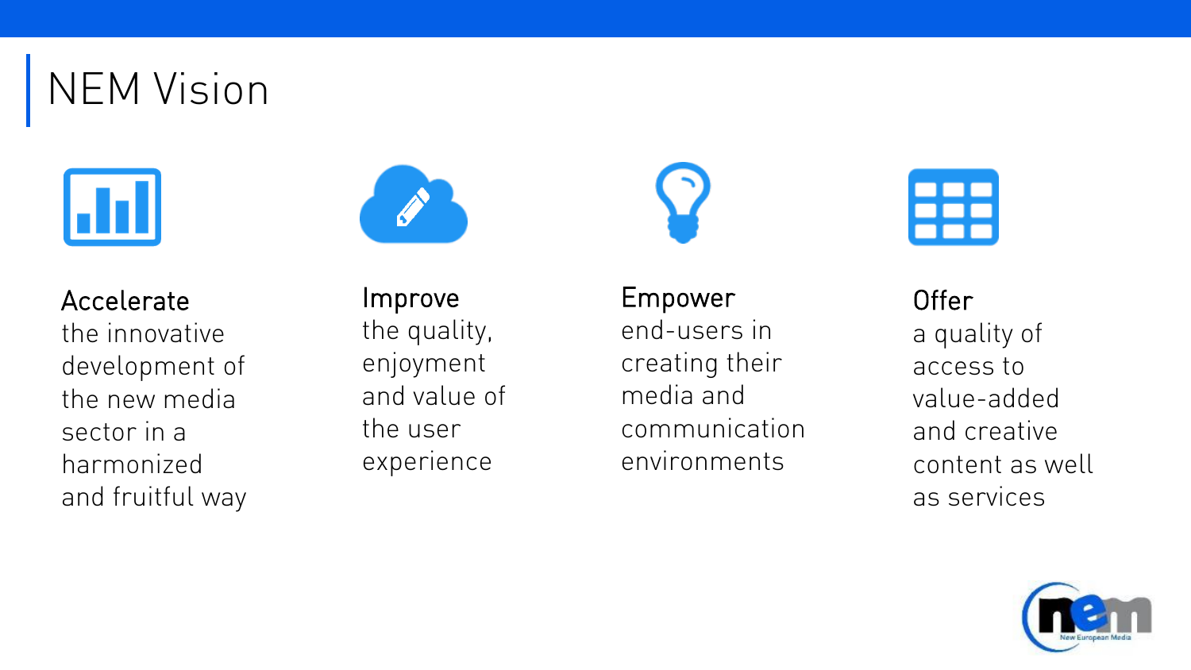# NEM Vision

**Accelerate**
the innovative development of the new media sector in a harmonized and fruitful way

**Improve**
the quality, enjoyment and value of the user experience

**Empower**
end-users in creating their media and communication environments

**Offer**
a quality of access to value-added and creative content as well as services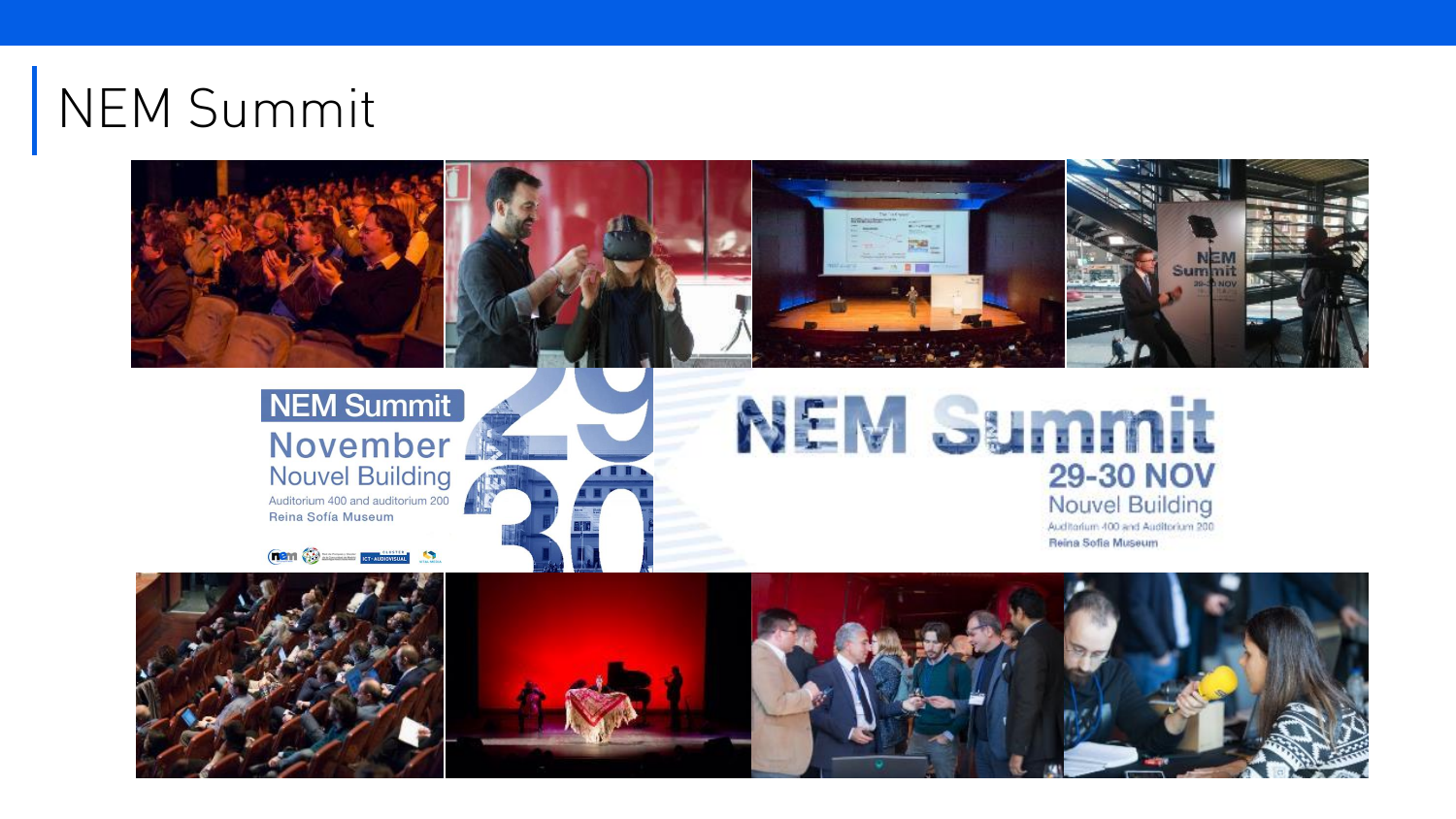# NEM Summit

NEM Summit

November

Nouvel Building

Auditorium 400 and auditorium 200

Reina Sofía Museum

29 30

NEM Summit

29-30 NOV

Nouvel Building

Auditorium 400 and Auditorium 200

Reina Sofía Museum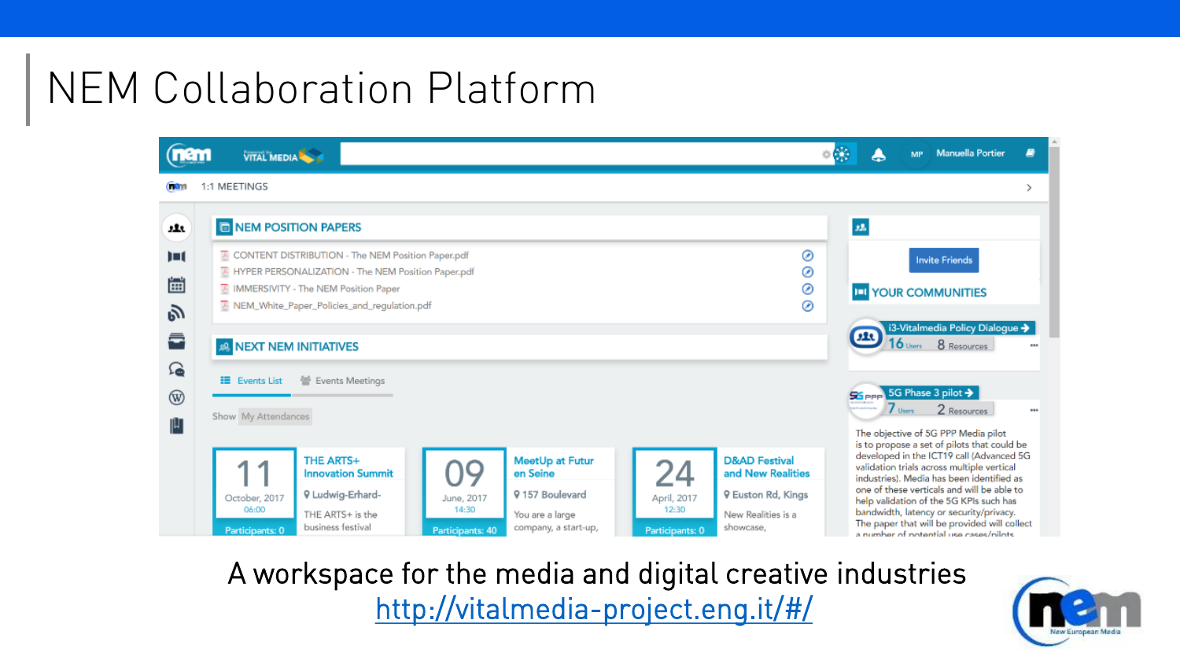# NEM Collaboration Platform

A workspace for the media and digital creative industries
http://vitalmedia-project.eng.it/#/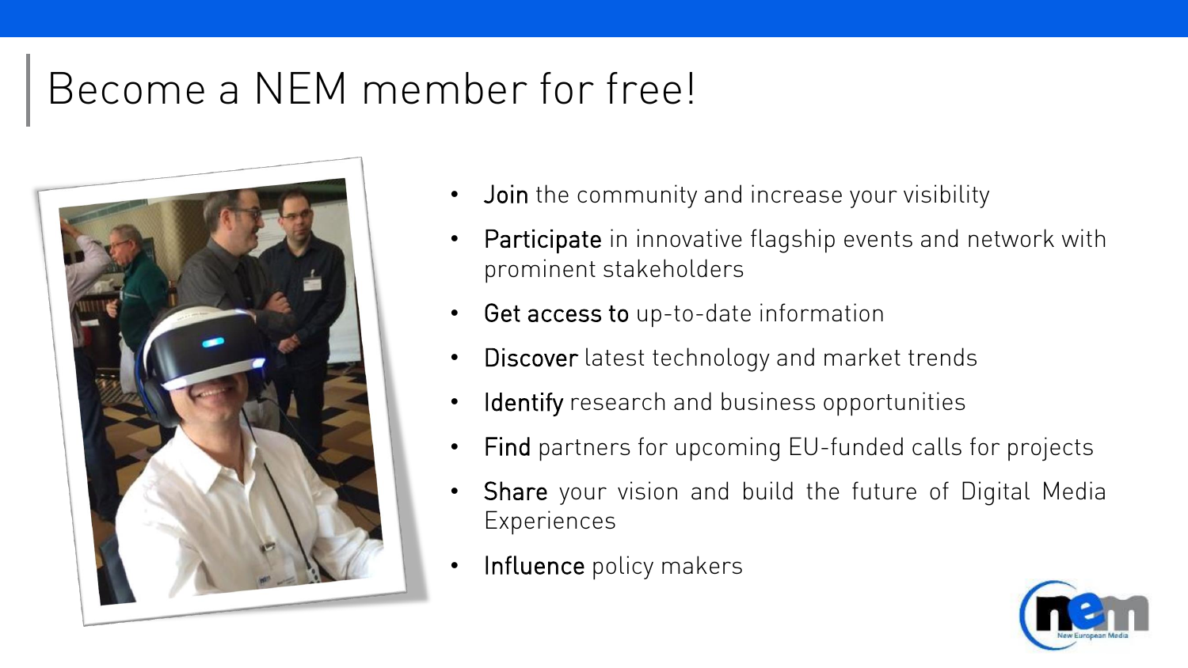# Become a NEM member for free!

- **Join** the community and increase your visibility
- **Participate** in innovative flagship events and network with prominent stakeholders
- **Get access to** up-to-date information
- **Discover** latest technology and market trends
- **Identify** research and business opportunities
- **Find** partners for upcoming EU-funded calls for projects
- **Share** your vision and build the future of Digital Media Experiences
- **Influence** policy makers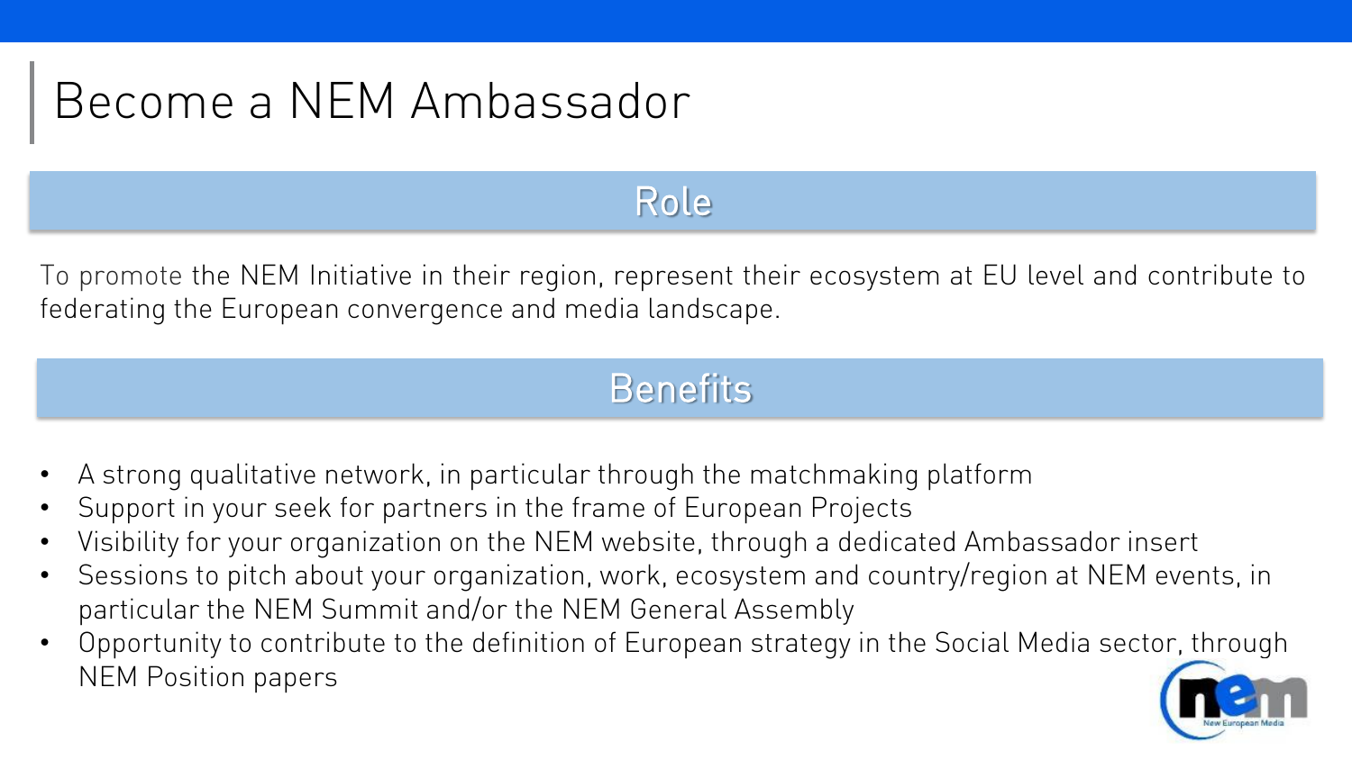# Become a NEM Ambassador

## Role

To promote the NEM Initiative in their region, represent their ecosystem at EU level and contribute to federating the European convergence and media landscape.

## Benefits

- A strong qualitative network, in particular through the matchmaking platform
- Support in your seek for partners in the frame of European Projects
- Visibility for your organization on the NEM website, through a dedicated Ambassador insert
- Sessions to pitch about your organization, work, ecosystem and country/region at NEM events, in particular the NEM Summit and/or the NEM General Assembly
- Opportunity to contribute to the definition of European strategy in the Social Media sector, through NEM Position papers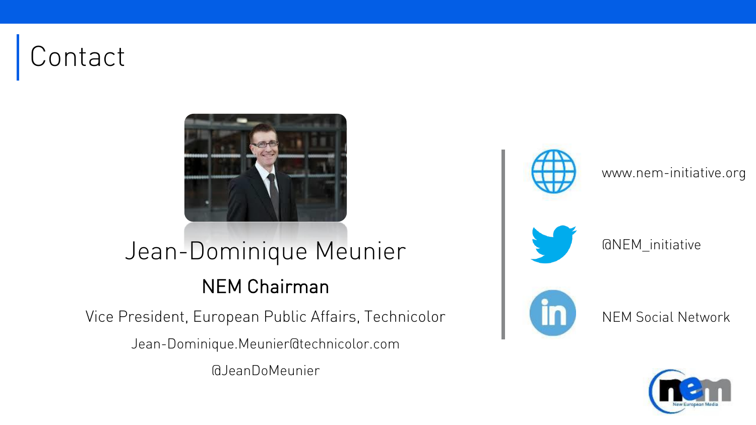# Contact

Jean-Dominique Meunier

**NEM Chairman**

Vice President, European Public Affairs, Technicolor

Jean-Dominique.Meunier@technicolor.com

@JeanDoMeunier

www.nem-initiative.org

@NEM_initiative

NEM Social Network